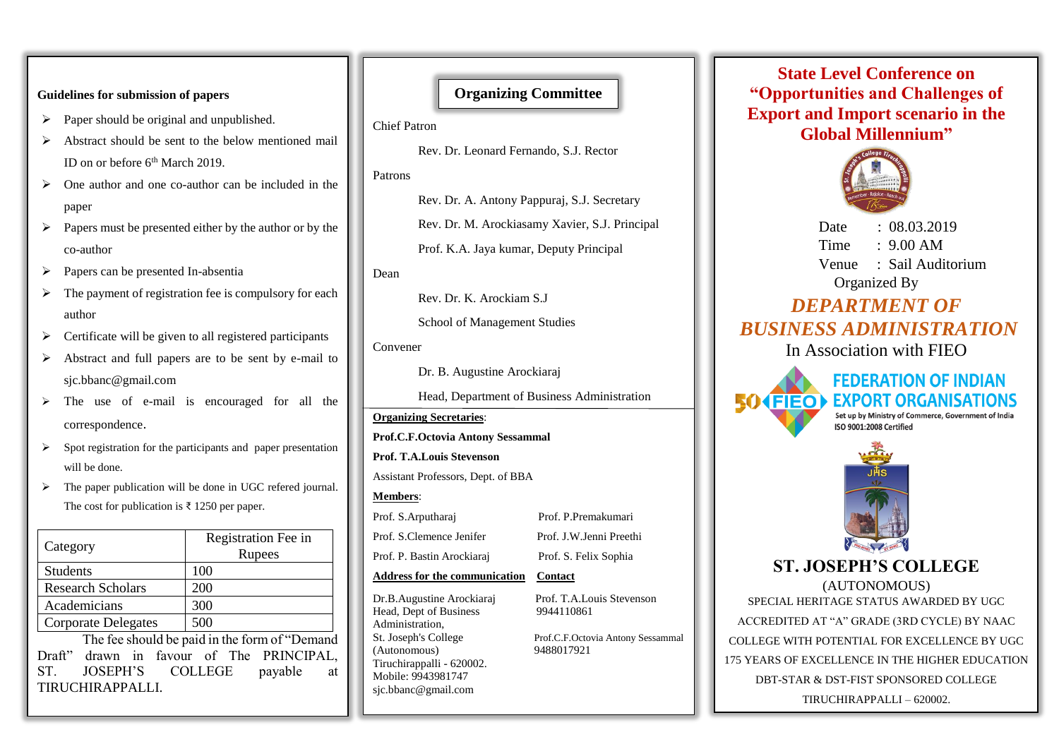**Guidelines for submission of papers**

- Paper should be original and unpublished.
- Abstract should be sent to the below mentioned mail ID on or before 6th March 2019.
- One author and one co-author can be included in the paper
- Papers must be presented either by the author or by the co-author
- Papers can be presented In-absentia
- The payment of registration fee is compulsory for each author
- Certificate will be given to all registered participants
- Abstract and full papers are to be sent by e-mail to sjc.bbanc@gmail.com
- The use of e-mail is encouraged for all the correspondence.
- Spot registration for the participants and paper presentation will be done.
- The paper publication will be done in UGC refered journal. The cost for publication is ₹ 1250 per paper.

| Category | Registration Fee in Rupees |
|---|---|
| Students | 100 |
| Research Scholars | 200 |
| Academicians | 300 |
| Corporate Delegates | 500 |

The fee should be paid in the form of "Demand Draft" drawn in favour of The PRINCIPAL, ST. JOSEPH'S COLLEGE payable at TIRUCHIRAPPALLI.

## Organizing Committee

Chief Patron

Rev. Dr. Leonard Fernando, S.J. Rector

Patrons

Rev. Dr. A. Antony Pappuraj, S.J. Secretary

Rev. Dr. M. Arockiasamy Xavier, S.J. Principal

Prof. K.A. Jaya kumar, Deputy Principal

Dean

Rev. Dr. K. Arockiam S.J

School of Management Studies

Convener

Dr. B. Augustine Arockiaraj

Head, Department of Business Administration

**Organizing Secretaries**:

**Prof.C.F.Octovia Antony Sessammal**

**Prof. T.A.Louis Stevenson**

Assistant Professors, Dept. of BBA

**Members**:

Prof. S.Arputharaj

Prof. S.Clemence Jenifer

Prof. P. Bastin Arockiaraj

Prof. P.Premakumari

Prof. J.W.Jenni Preethi

Prof. S. Felix Sophia

**Address for the communication**

Dr.B.Augustine Arockiaraj
Head, Dept of Business Administration,
St. Joseph's College (Autonomous)
Tiruchirappalli - 620002.
Mobile: 9943981747
sjc.bbanc@gmail.com

**Contact**

Prof. T.A.Louis Stevenson
9944110861

Prof.C.F.Octovia Antony Sessammal
9488017921

# State Level Conference on "Opportunities and Challenges of Export and Import scenario in the Global Millennium"

Date : 08.03.2019

Time : 9.00 AM

Venue : Sail Auditorium

Organized By

## *DEPARTMENT OF BUSINESS ADMINISTRATION*

In Association with FIEO

FEDERATION OF INDIAN EXPORT ORGANISATIONS
Set up by Ministry of Commerce, Government of India
ISO 9001:2008 Certified

## ST. JOSEPH'S COLLEGE

(AUTONOMOUS)

SPECIAL HERITAGE STATUS AWARDED BY UGC

ACCREDITED AT "A" GRADE (3RD CYCLE) BY NAAC

COLLEGE WITH POTENTIAL FOR EXCELLENCE BY UGC

175 YEARS OF EXCELLENCE IN THE HIGHER EDUCATION

DBT-STAR & DST-FIST SPONSORED COLLEGE

TIRUCHIRAPPALLI – 620002.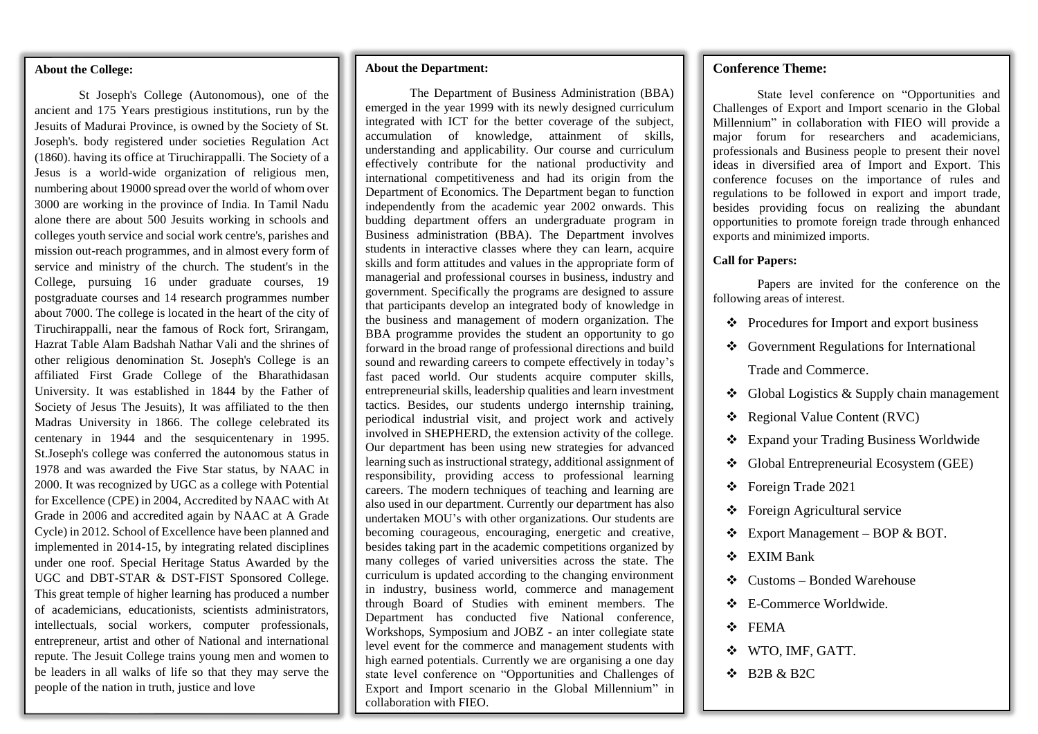**About the College:**

St Joseph's College (Autonomous), one of the ancient and 175 Years prestigious institutions, run by the Jesuits of Madurai Province, is owned by the Society of St. Joseph's. body registered under societies Regulation Act (1860). having its office at Tiruchirappalli. The Society of a Jesus is a world-wide organization of religious men, numbering about 19000 spread over the world of whom over 3000 are working in the province of India. In Tamil Nadu alone there are about 500 Jesuits working in schools and colleges youth service and social work centre's, parishes and mission out-reach programmes, and in almost every form of service and ministry of the church. The student's in the College, pursuing 16 under graduate courses, 19 postgraduate courses and 14 research programmes number about 7000. The college is located in the heart of the city of Tiruchirappalli, near the famous of Rock fort, Srirangam, Hazrat Table Alam Badshah Nathar Vali and the shrines of other religious denomination St. Joseph's College is an affiliated First Grade College of the Bharathidasan University. It was established in 1844 by the Father of Society of Jesus The Jesuits), It was affiliated to the then Madras University in 1866. The college celebrated its centenary in 1944 and the sesquicentenary in 1995. St.Joseph's college was conferred the autonomous status in 1978 and was awarded the Five Star status, by NAAC in 2000. It was recognized by UGC as a college with Potential for Excellence (CPE) in 2004, Accredited by NAAC with At Grade in 2006 and accredited again by NAAC at A Grade Cycle) in 2012. School of Excellence have been planned and implemented in 2014-15, by integrating related disciplines under one roof. Special Heritage Status Awarded by the UGC and DBT-STAR & DST-FIST Sponsored College. This great temple of higher learning has produced a number of academicians, educationists, scientists administrators, intellectuals, social workers, computer professionals, entrepreneur, artist and other of National and international repute. The Jesuit College trains young men and women to be leaders in all walks of life so that they may serve the people of the nation in truth, justice and love

**About the Department:**

The Department of Business Administration (BBA) emerged in the year 1999 with its newly designed curriculum integrated with ICT for the better coverage of the subject, accumulation of knowledge, attainment of skills, understanding and applicability. Our course and curriculum effectively contribute for the national productivity and international competitiveness and had its origin from the Department of Economics. The Department began to function independently from the academic year 2002 onwards. This budding department offers an undergraduate program in Business administration (BBA). The Department involves students in interactive classes where they can learn, acquire skills and form attitudes and values in the appropriate form of managerial and professional courses in business, industry and government. Specifically the programs are designed to assure that participants develop an integrated body of knowledge in the business and management of modern organization. The BBA programme provides the student an opportunity to go forward in the broad range of professional directions and build sound and rewarding careers to compete effectively in today's fast paced world. Our students acquire computer skills, entrepreneurial skills, leadership qualities and learn investment tactics. Besides, our students undergo internship training, periodical industrial visit, and project work and actively involved in SHEPHERD, the extension activity of the college. Our department has been using new strategies for advanced learning such as instructional strategy, additional assignment of responsibility, providing access to professional learning careers. The modern techniques of teaching and learning are also used in our department. Currently our department has also undertaken MOU's with other organizations. Our students are becoming courageous, encouraging, energetic and creative, besides taking part in the academic competitions organized by many colleges of varied universities across the state. The curriculum is updated according to the changing environment in industry, business world, commerce and management through Board of Studies with eminent members. The Department has conducted five National conference, Workshops, Symposium and JOBZ - an inter collegiate state level event for the commerce and management students with high earned potentials. Currently we are organising a one day state level conference on "Opportunities and Challenges of Export and Import scenario in the Global Millennium" in collaboration with FIEO.

**Conference Theme:**

State level conference on "Opportunities and Challenges of Export and Import scenario in the Global Millennium" in collaboration with FIEO will provide a major forum for researchers and academicians, professionals and Business people to present their novel ideas in diversified area of Import and Export. This conference focuses on the importance of rules and regulations to be followed in export and import trade, besides providing focus on realizing the abundant opportunities to promote foreign trade through enhanced exports and minimized imports.

**Call for Papers:**

Papers are invited for the conference on the following areas of interest.

- Procedures for Import and export business
- Government Regulations for International Trade and Commerce.
- Global Logistics & Supply chain management
- Regional Value Content (RVC)
- Expand your Trading Business Worldwide
- Global Entrepreneurial Ecosystem (GEE)
- Foreign Trade 2021
- Foreign Agricultural service
- Export Management – BOP & BOT.
- EXIM Bank
- Customs – Bonded Warehouse
- E-Commerce Worldwide.
- FEMA
- WTO, IMF, GATT.
- B2B & B2C